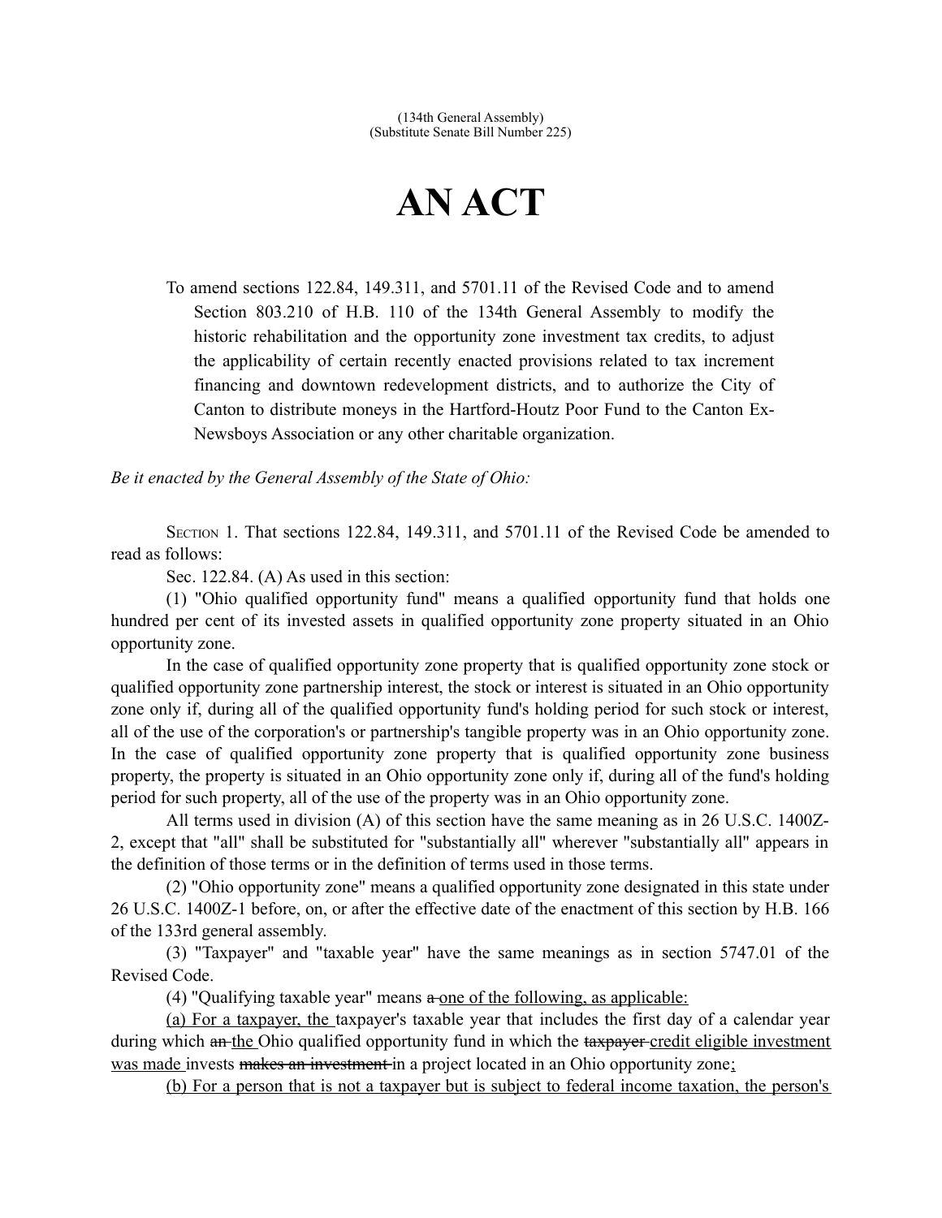(134th General Assembly)
(Substitute Senate Bill Number 225)

# AN ACT

To amend sections 122.84, 149.311, and 5701.11 of the Revised Code and to amend Section 803.210 of H.B. 110 of the 134th General Assembly to modify the historic rehabilitation and the opportunity zone investment tax credits, to adjust the applicability of certain recently enacted provisions related to tax increment financing and downtown redevelopment districts, and to authorize the City of Canton to distribute moneys in the Hartford-Houtz Poor Fund to the Canton Ex-Newsboys Association or any other charitable organization.

*Be it enacted by the General Assembly of the State of Ohio:*

SECTION 1. That sections 122.84, 149.311, and 5701.11 of the Revised Code be amended to read as follows:

Sec. 122.84. (A) As used in this section:

(1) "Ohio qualified opportunity fund" means a qualified opportunity fund that holds one hundred per cent of its invested assets in qualified opportunity zone property situated in an Ohio opportunity zone.

In the case of qualified opportunity zone property that is qualified opportunity zone stock or qualified opportunity zone partnership interest, the stock or interest is situated in an Ohio opportunity zone only if, during all of the qualified opportunity fund's holding period for such stock or interest, all of the use of the corporation's or partnership's tangible property was in an Ohio opportunity zone. In the case of qualified opportunity zone property that is qualified opportunity zone business property, the property is situated in an Ohio opportunity zone only if, during all of the fund's holding period for such property, all of the use of the property was in an Ohio opportunity zone.

All terms used in division (A) of this section have the same meaning as in 26 U.S.C. 1400Z-2, except that "all" shall be substituted for "substantially all" wherever "substantially all" appears in the definition of those terms or in the definition of terms used in those terms.

(2) "Ohio opportunity zone" means a qualified opportunity zone designated in this state under 26 U.S.C. 1400Z-1 before, on, or after the effective date of the enactment of this section by H.B. 166 of the 133rd general assembly.

(3) "Taxpayer" and "taxable year" have the same meanings as in section 5747.01 of the Revised Code.

(4) "Qualifying taxable year" means ~~a~~ <u>one of the following, as applicable:</u>

<u>(a) For a taxpayer, the</u> taxpayer's taxable year that includes the first day of a calendar year during which ~~an~~ <u>the</u> Ohio qualified opportunity fund in which the ~~taxpayer~~ <u>credit eligible investment was made</u> invests ~~makes an investment~~ in a project located in an Ohio opportunity zone<u>;</u>

<u>(b) For a person that is not a taxpayer but is subject to federal income taxation, the person's</u>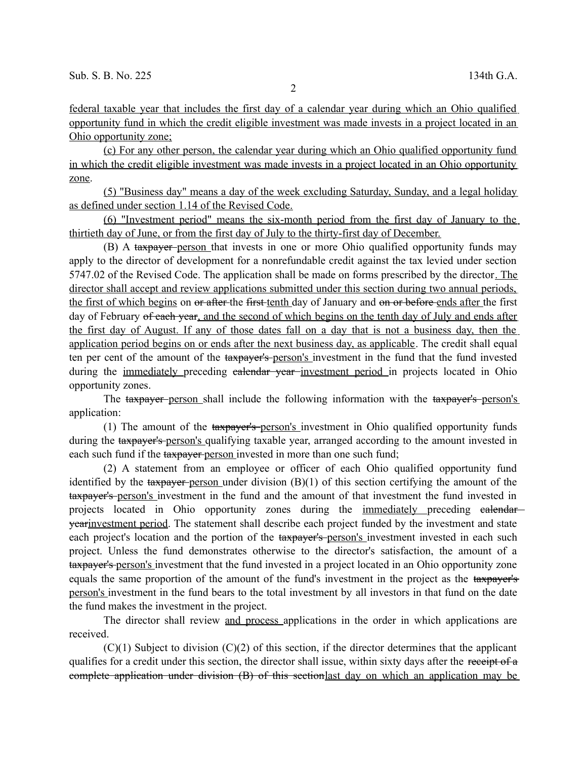<u>federal taxable year that includes the first day of a calendar year during which an Ohio qualified opportunity fund in which the credit eligible investment was made invests in a project located in an Ohio opportunity zone;</u>

<u>(c) For any other person, the calendar year during which an Ohio qualified opportunity fund in which the credit eligible investment was made invests in a project located in an Ohio opportunity zone</u>.

<u>(5) "Business day" means a day of the week excluding Saturday, Sunday, and a legal holiday as defined under section 1.14 of the Revised Code.</u>

<u>(6) "Investment period" means the six-month period from the first day of January to the thirtieth day of June, or from the first day of July to the thirty-first day of December.</u>

(B) A ~~taxpayer~~ <u>person</u> that invests in one or more Ohio qualified opportunity funds may apply to the director of development for a nonrefundable credit against the tax levied under section 5747.02 of the Revised Code. The application shall be made on forms prescribed by the director<u>. The director shall accept and review applications submitted under this section during two annual periods, the first of which begins</u> on ~~or after~~ the ~~first~~ <u>tenth</u> day of January and ~~on or before~~ <u>ends after</u> the first day of February ~~of each year~~<u>, and the second of which begins on the tenth day of July and ends after the first day of August. If any of those dates fall on a day that is not a business day, then the application period begins on or ends after the next business day, as applicable</u>. The credit shall equal ten per cent of the amount of the ~~taxpayer's~~ <u>person's</u> investment in the fund that the fund invested during the <u>immediately</u> preceding ~~calendar year~~ <u>investment period</u> in projects located in Ohio opportunity zones.

The ~~taxpayer~~ <u>person</u> shall include the following information with the ~~taxpayer's~~ <u>person's</u> application:

(1) The amount of the ~~taxpayer's~~ <u>person's</u> investment in Ohio qualified opportunity funds during the ~~taxpayer's~~ <u>person's</u> qualifying taxable year, arranged according to the amount invested in each such fund if the ~~taxpayer~~ <u>person</u> invested in more than one such fund;

(2) A statement from an employee or officer of each Ohio qualified opportunity fund identified by the ~~taxpayer~~ <u>person</u> under division (B)(1) of this section certifying the amount of the ~~taxpayer's~~ <u>person's</u> investment in the fund and the amount of that investment the fund invested in projects located in Ohio opportunity zones during the <u>immediately</u> preceding ~~calendar year~~<u>investment period</u>. The statement shall describe each project funded by the investment and state each project's location and the portion of the ~~taxpayer's~~ <u>person's</u> investment invested in each such project. Unless the fund demonstrates otherwise to the director's satisfaction, the amount of a ~~taxpayer's~~ <u>person's</u> investment that the fund invested in a project located in an Ohio opportunity zone equals the same proportion of the amount of the fund's investment in the project as the ~~taxpayer's~~ <u>person's</u> investment in the fund bears to the total investment by all investors in that fund on the date the fund makes the investment in the project.

The director shall review <u>and process</u> applications in the order in which applications are received.

(C)(1) Subject to division (C)(2) of this section, if the director determines that the applicant qualifies for a credit under this section, the director shall issue, within sixty days after the ~~receipt of a complete application under division (B) of this section~~<u>last day on which an application may be</u>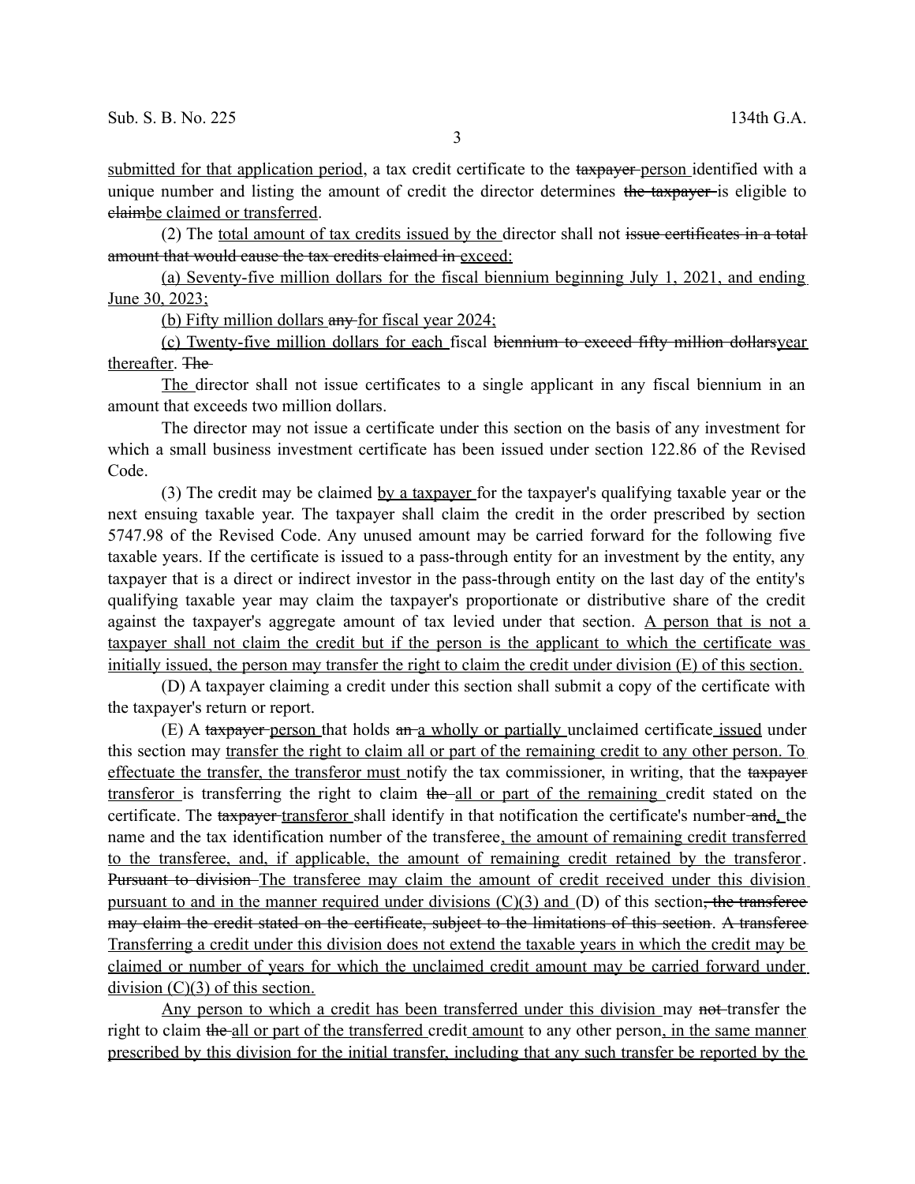submitted for that application period, a tax credit certificate to the taxpayer person identified with a unique number and listing the amount of credit the director determines the taxpayer is eligible to claimbe claimed or transferred.

(2) The total amount of tax credits issued by the director shall not issue certificates in a total amount that would cause the tax credits claimed in exceed:

(a) Seventy-five million dollars for the fiscal biennium beginning July 1, 2021, and ending June 30, 2023;

(b) Fifty million dollars any for fiscal year 2024;

(c) Twenty-five million dollars for each fiscal biennium to exceed fifty million dollarsyear thereafter. The

The director shall not issue certificates to a single applicant in any fiscal biennium in an amount that exceeds two million dollars.

The director may not issue a certificate under this section on the basis of any investment for which a small business investment certificate has been issued under section 122.86 of the Revised Code.

(3) The credit may be claimed by a taxpayer for the taxpayer's qualifying taxable year or the next ensuing taxable year. The taxpayer shall claim the credit in the order prescribed by section 5747.98 of the Revised Code. Any unused amount may be carried forward for the following five taxable years. If the certificate is issued to a pass-through entity for an investment by the entity, any taxpayer that is a direct or indirect investor in the pass-through entity on the last day of the entity's qualifying taxable year may claim the taxpayer's proportionate or distributive share of the credit against the taxpayer's aggregate amount of tax levied under that section. A person that is not a taxpayer shall not claim the credit but if the person is the applicant to which the certificate was initially issued, the person may transfer the right to claim the credit under division (E) of this section.

(D) A taxpayer claiming a credit under this section shall submit a copy of the certificate with the taxpayer's return or report.

(E) A taxpayer person that holds an a wholly or partially unclaimed certificate issued under this section may transfer the right to claim all or part of the remaining credit to any other person. To effectuate the transfer, the transferor must notify the tax commissioner, in writing, that the taxpayer transferor is transferring the right to claim the all or part of the remaining credit stated on the certificate. The taxpayer transferor shall identify in that notification the certificate's number and, the name and the tax identification number of the transferee, the amount of remaining credit transferred to the transferee, and, if applicable, the amount of remaining credit retained by the transferor. Pursuant to division The transferee may claim the amount of credit received under this division pursuant to and in the manner required under divisions (C)(3) and (D) of this section, the transferee may claim the credit stated on the certificate, subject to the limitations of this section. A transferee Transferring a credit under this division does not extend the taxable years in which the credit may be claimed or number of years for which the unclaimed credit amount may be carried forward under division (C)(3) of this section.

Any person to which a credit has been transferred under this division may not transfer the right to claim the all or part of the transferred credit amount to any other person, in the same manner prescribed by this division for the initial transfer, including that any such transfer be reported by the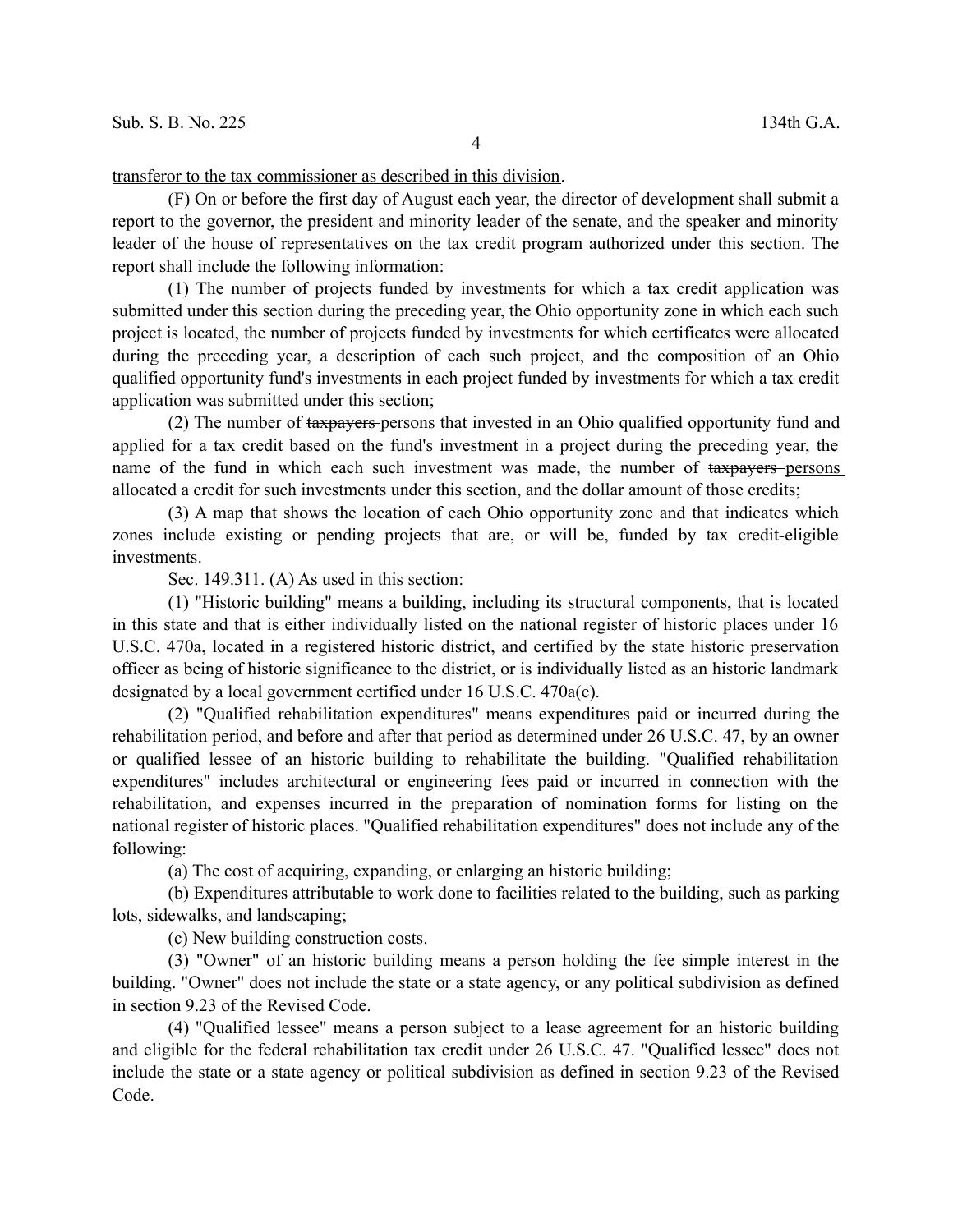<u>transferor to the tax commissioner as described in this division</u>.

(F) On or before the first day of August each year, the director of development shall submit a report to the governor, the president and minority leader of the senate, and the speaker and minority leader of the house of representatives on the tax credit program authorized under this section. The report shall include the following information:

(1) The number of projects funded by investments for which a tax credit application was submitted under this section during the preceding year, the Ohio opportunity zone in which each such project is located, the number of projects funded by investments for which certificates were allocated during the preceding year, a description of each such project, and the composition of an Ohio qualified opportunity fund's investments in each project funded by investments for which a tax credit application was submitted under this section;

(2) The number of ~~taxpayers~~ <u>persons</u> that invested in an Ohio qualified opportunity fund and applied for a tax credit based on the fund's investment in a project during the preceding year, the name of the fund in which each such investment was made, the number of ~~taxpayers~~ <u>persons</u> allocated a credit for such investments under this section, and the dollar amount of those credits;

(3) A map that shows the location of each Ohio opportunity zone and that indicates which zones include existing or pending projects that are, or will be, funded by tax credit-eligible investments.

Sec. 149.311. (A) As used in this section:

(1) "Historic building" means a building, including its structural components, that is located in this state and that is either individually listed on the national register of historic places under 16 U.S.C. 470a, located in a registered historic district, and certified by the state historic preservation officer as being of historic significance to the district, or is individually listed as an historic landmark designated by a local government certified under 16 U.S.C. 470a(c).

(2) "Qualified rehabilitation expenditures" means expenditures paid or incurred during the rehabilitation period, and before and after that period as determined under 26 U.S.C. 47, by an owner or qualified lessee of an historic building to rehabilitate the building. "Qualified rehabilitation expenditures" includes architectural or engineering fees paid or incurred in connection with the rehabilitation, and expenses incurred in the preparation of nomination forms for listing on the national register of historic places. "Qualified rehabilitation expenditures" does not include any of the following:

(a) The cost of acquiring, expanding, or enlarging an historic building;

(b) Expenditures attributable to work done to facilities related to the building, such as parking lots, sidewalks, and landscaping;

(c) New building construction costs.

(3) "Owner" of an historic building means a person holding the fee simple interest in the building. "Owner" does not include the state or a state agency, or any political subdivision as defined in section 9.23 of the Revised Code.

(4) "Qualified lessee" means a person subject to a lease agreement for an historic building and eligible for the federal rehabilitation tax credit under 26 U.S.C. 47. "Qualified lessee" does not include the state or a state agency or political subdivision as defined in section 9.23 of the Revised Code.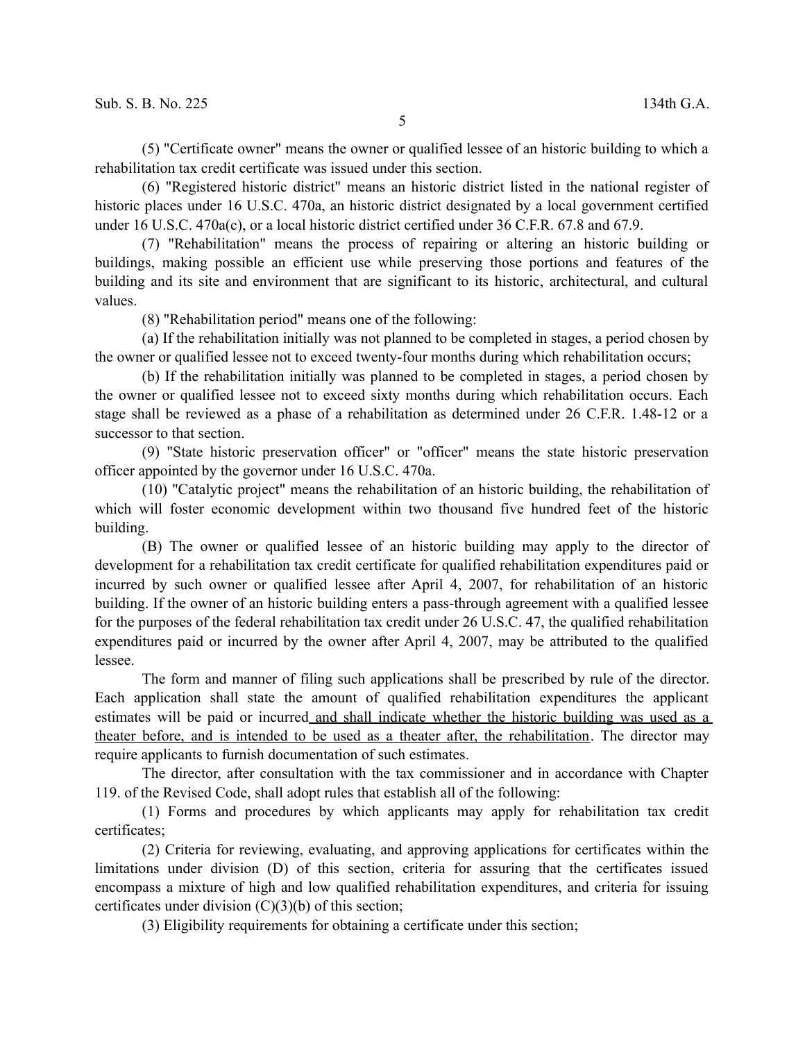(5) "Certificate owner" means the owner or qualified lessee of an historic building to which a rehabilitation tax credit certificate was issued under this section.

(6) "Registered historic district" means an historic district listed in the national register of historic places under 16 U.S.C. 470a, an historic district designated by a local government certified under 16 U.S.C. 470a(c), or a local historic district certified under 36 C.F.R. 67.8 and 67.9.

(7) "Rehabilitation" means the process of repairing or altering an historic building or buildings, making possible an efficient use while preserving those portions and features of the building and its site and environment that are significant to its historic, architectural, and cultural values.

(8) "Rehabilitation period" means one of the following:

(a) If the rehabilitation initially was not planned to be completed in stages, a period chosen by the owner or qualified lessee not to exceed twenty-four months during which rehabilitation occurs;

(b) If the rehabilitation initially was planned to be completed in stages, a period chosen by the owner or qualified lessee not to exceed sixty months during which rehabilitation occurs. Each stage shall be reviewed as a phase of a rehabilitation as determined under 26 C.F.R. 1.48-12 or a successor to that section.

(9) "State historic preservation officer" or "officer" means the state historic preservation officer appointed by the governor under 16 U.S.C. 470a.

(10) "Catalytic project" means the rehabilitation of an historic building, the rehabilitation of which will foster economic development within two thousand five hundred feet of the historic building.

(B) The owner or qualified lessee of an historic building may apply to the director of development for a rehabilitation tax credit certificate for qualified rehabilitation expenditures paid or incurred by such owner or qualified lessee after April 4, 2007, for rehabilitation of an historic building. If the owner of an historic building enters a pass-through agreement with a qualified lessee for the purposes of the federal rehabilitation tax credit under 26 U.S.C. 47, the qualified rehabilitation expenditures paid or incurred by the owner after April 4, 2007, may be attributed to the qualified lessee.

The form and manner of filing such applications shall be prescribed by rule of the director. Each application shall state the amount of qualified rehabilitation expenditures the applicant estimates will be paid or incurred<u> and shall indicate whether the historic building was used as a theater before, and is intended to be used as a theater after, the rehabilitation</u>. The director may require applicants to furnish documentation of such estimates.

The director, after consultation with the tax commissioner and in accordance with Chapter 119. of the Revised Code, shall adopt rules that establish all of the following:

(1) Forms and procedures by which applicants may apply for rehabilitation tax credit certificates;

(2) Criteria for reviewing, evaluating, and approving applications for certificates within the limitations under division (D) of this section, criteria for assuring that the certificates issued encompass a mixture of high and low qualified rehabilitation expenditures, and criteria for issuing certificates under division (C)(3)(b) of this section;

(3) Eligibility requirements for obtaining a certificate under this section;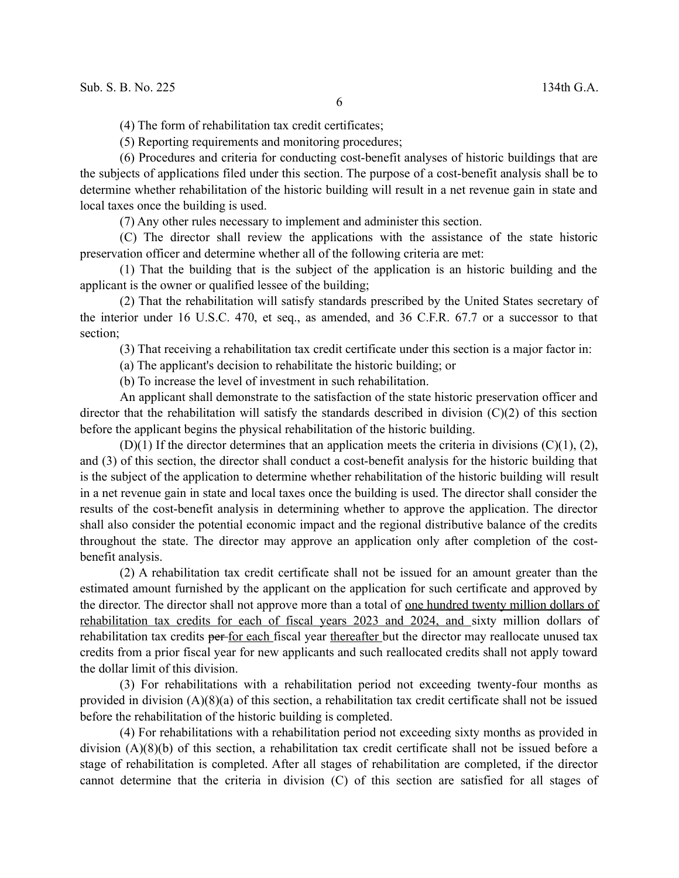(4) The form of rehabilitation tax credit certificates;

(5) Reporting requirements and monitoring procedures;

(6) Procedures and criteria for conducting cost-benefit analyses of historic buildings that are the subjects of applications filed under this section. The purpose of a cost-benefit analysis shall be to determine whether rehabilitation of the historic building will result in a net revenue gain in state and local taxes once the building is used.

(7) Any other rules necessary to implement and administer this section.

(C) The director shall review the applications with the assistance of the state historic preservation officer and determine whether all of the following criteria are met:

(1) That the building that is the subject of the application is an historic building and the applicant is the owner or qualified lessee of the building;

(2) That the rehabilitation will satisfy standards prescribed by the United States secretary of the interior under 16 U.S.C. 470, et seq., as amended, and 36 C.F.R. 67.7 or a successor to that section;

(3) That receiving a rehabilitation tax credit certificate under this section is a major factor in:

(a) The applicant's decision to rehabilitate the historic building; or

(b) To increase the level of investment in such rehabilitation.

An applicant shall demonstrate to the satisfaction of the state historic preservation officer and director that the rehabilitation will satisfy the standards described in division (C)(2) of this section before the applicant begins the physical rehabilitation of the historic building.

(D)(1) If the director determines that an application meets the criteria in divisions (C)(1), (2), and (3) of this section, the director shall conduct a cost-benefit analysis for the historic building that is the subject of the application to determine whether rehabilitation of the historic building will result in a net revenue gain in state and local taxes once the building is used. The director shall consider the results of the cost-benefit analysis in determining whether to approve the application. The director shall also consider the potential economic impact and the regional distributive balance of the credits throughout the state. The director may approve an application only after completion of the cost-benefit analysis.

(2) A rehabilitation tax credit certificate shall not be issued for an amount greater than the estimated amount furnished by the applicant on the application for such certificate and approved by the director. The director shall not approve more than a total of <u>one hundred twenty million dollars of rehabilitation tax credits for each of fiscal years 2023 and 2024, and</u> sixty million dollars of rehabilitation tax credits ~~per~~ <u>for each</u> fiscal year <u>thereafter</u> but the director may reallocate unused tax credits from a prior fiscal year for new applicants and such reallocated credits shall not apply toward the dollar limit of this division.

(3) For rehabilitations with a rehabilitation period not exceeding twenty-four months as provided in division (A)(8)(a) of this section, a rehabilitation tax credit certificate shall not be issued before the rehabilitation of the historic building is completed.

(4) For rehabilitations with a rehabilitation period not exceeding sixty months as provided in division (A)(8)(b) of this section, a rehabilitation tax credit certificate shall not be issued before a stage of rehabilitation is completed. After all stages of rehabilitation are completed, if the director cannot determine that the criteria in division (C) of this section are satisfied for all stages of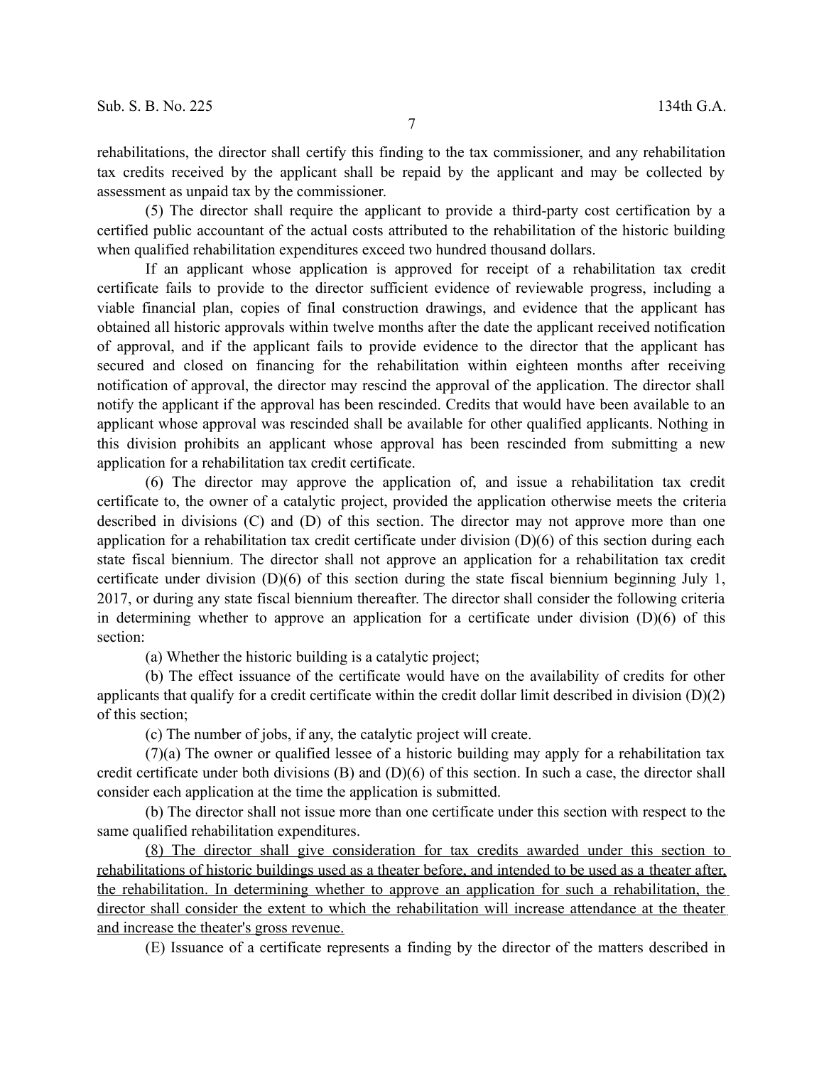rehabilitations, the director shall certify this finding to the tax commissioner, and any rehabilitation tax credits received by the applicant shall be repaid by the applicant and may be collected by assessment as unpaid tax by the commissioner.

(5) The director shall require the applicant to provide a third-party cost certification by a certified public accountant of the actual costs attributed to the rehabilitation of the historic building when qualified rehabilitation expenditures exceed two hundred thousand dollars.

If an applicant whose application is approved for receipt of a rehabilitation tax credit certificate fails to provide to the director sufficient evidence of reviewable progress, including a viable financial plan, copies of final construction drawings, and evidence that the applicant has obtained all historic approvals within twelve months after the date the applicant received notification of approval, and if the applicant fails to provide evidence to the director that the applicant has secured and closed on financing for the rehabilitation within eighteen months after receiving notification of approval, the director may rescind the approval of the application. The director shall notify the applicant if the approval has been rescinded. Credits that would have been available to an applicant whose approval was rescinded shall be available for other qualified applicants. Nothing in this division prohibits an applicant whose approval has been rescinded from submitting a new application for a rehabilitation tax credit certificate.

(6) The director may approve the application of, and issue a rehabilitation tax credit certificate to, the owner of a catalytic project, provided the application otherwise meets the criteria described in divisions (C) and (D) of this section. The director may not approve more than one application for a rehabilitation tax credit certificate under division (D)(6) of this section during each state fiscal biennium. The director shall not approve an application for a rehabilitation tax credit certificate under division (D)(6) of this section during the state fiscal biennium beginning July 1, 2017, or during any state fiscal biennium thereafter. The director shall consider the following criteria in determining whether to approve an application for a certificate under division (D)(6) of this section:

(a) Whether the historic building is a catalytic project;

(b) The effect issuance of the certificate would have on the availability of credits for other applicants that qualify for a credit certificate within the credit dollar limit described in division (D)(2) of this section;

(c) The number of jobs, if any, the catalytic project will create.

(7)(a) The owner or qualified lessee of a historic building may apply for a rehabilitation tax credit certificate under both divisions (B) and (D)(6) of this section. In such a case, the director shall consider each application at the time the application is submitted.

(b) The director shall not issue more than one certificate under this section with respect to the same qualified rehabilitation expenditures.

<u>(8) The director shall give consideration for tax credits awarded under this section to rehabilitations of historic buildings used as a theater before, and intended to be used as a theater after, the rehabilitation. In determining whether to approve an application for such a rehabilitation, the director shall consider the extent to which the rehabilitation will increase attendance at the theater and increase the theater's gross revenue.</u>

(E) Issuance of a certificate represents a finding by the director of the matters described in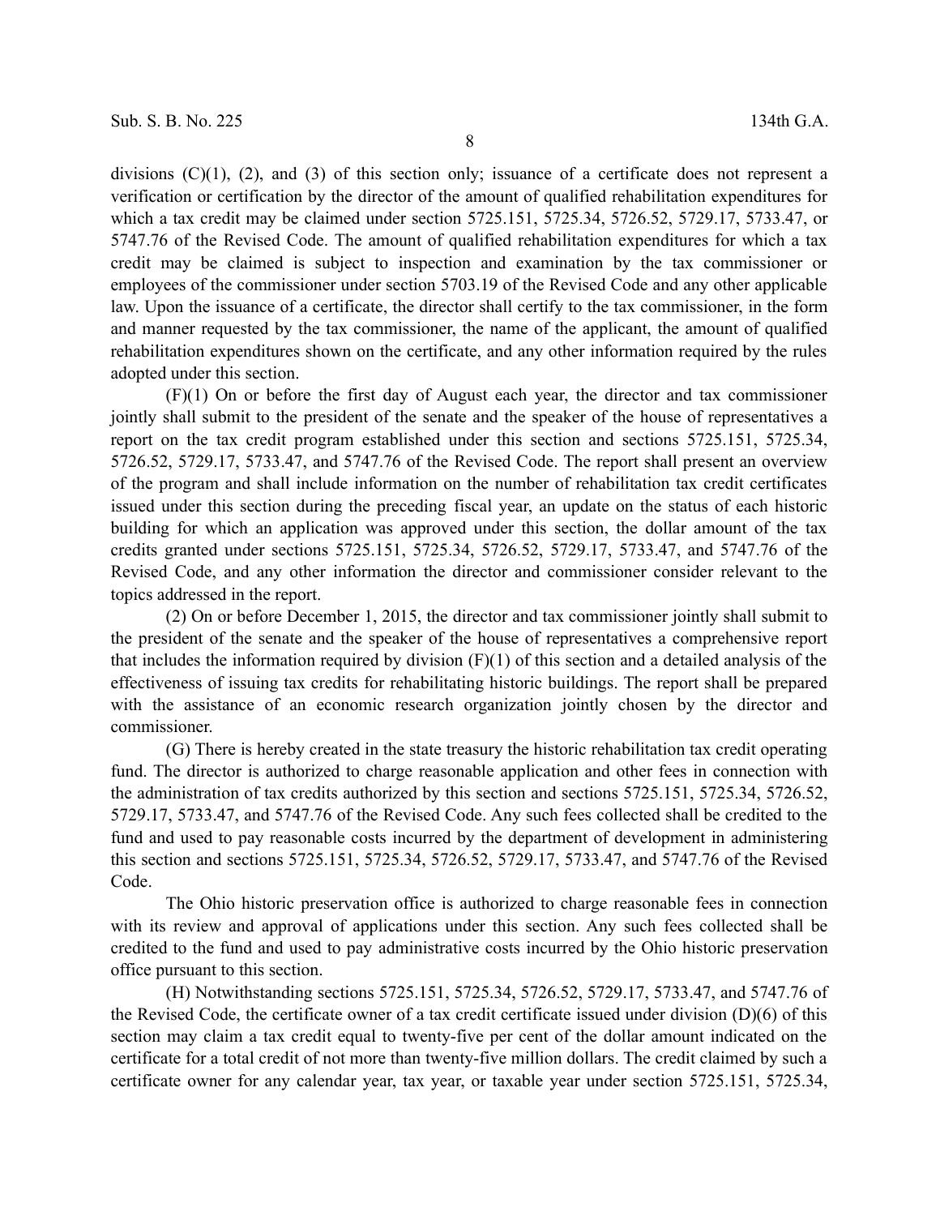divisions (C)(1), (2), and (3) of this section only; issuance of a certificate does not represent a verification or certification by the director of the amount of qualified rehabilitation expenditures for which a tax credit may be claimed under section 5725.151, 5725.34, 5726.52, 5729.17, 5733.47, or 5747.76 of the Revised Code. The amount of qualified rehabilitation expenditures for which a tax credit may be claimed is subject to inspection and examination by the tax commissioner or employees of the commissioner under section 5703.19 of the Revised Code and any other applicable law. Upon the issuance of a certificate, the director shall certify to the tax commissioner, in the form and manner requested by the tax commissioner, the name of the applicant, the amount of qualified rehabilitation expenditures shown on the certificate, and any other information required by the rules adopted under this section.

(F)(1) On or before the first day of August each year, the director and tax commissioner jointly shall submit to the president of the senate and the speaker of the house of representatives a report on the tax credit program established under this section and sections 5725.151, 5725.34, 5726.52, 5729.17, 5733.47, and 5747.76 of the Revised Code. The report shall present an overview of the program and shall include information on the number of rehabilitation tax credit certificates issued under this section during the preceding fiscal year, an update on the status of each historic building for which an application was approved under this section, the dollar amount of the tax credits granted under sections 5725.151, 5725.34, 5726.52, 5729.17, 5733.47, and 5747.76 of the Revised Code, and any other information the director and commissioner consider relevant to the topics addressed in the report.

(2) On or before December 1, 2015, the director and tax commissioner jointly shall submit to the president of the senate and the speaker of the house of representatives a comprehensive report that includes the information required by division (F)(1) of this section and a detailed analysis of the effectiveness of issuing tax credits for rehabilitating historic buildings. The report shall be prepared with the assistance of an economic research organization jointly chosen by the director and commissioner.

(G) There is hereby created in the state treasury the historic rehabilitation tax credit operating fund. The director is authorized to charge reasonable application and other fees in connection with the administration of tax credits authorized by this section and sections 5725.151, 5725.34, 5726.52, 5729.17, 5733.47, and 5747.76 of the Revised Code. Any such fees collected shall be credited to the fund and used to pay reasonable costs incurred by the department of development in administering this section and sections 5725.151, 5725.34, 5726.52, 5729.17, 5733.47, and 5747.76 of the Revised Code.

The Ohio historic preservation office is authorized to charge reasonable fees in connection with its review and approval of applications under this section. Any such fees collected shall be credited to the fund and used to pay administrative costs incurred by the Ohio historic preservation office pursuant to this section.

(H) Notwithstanding sections 5725.151, 5725.34, 5726.52, 5729.17, 5733.47, and 5747.76 of the Revised Code, the certificate owner of a tax credit certificate issued under division (D)(6) of this section may claim a tax credit equal to twenty-five per cent of the dollar amount indicated on the certificate for a total credit of not more than twenty-five million dollars. The credit claimed by such a certificate owner for any calendar year, tax year, or taxable year under section 5725.151, 5725.34,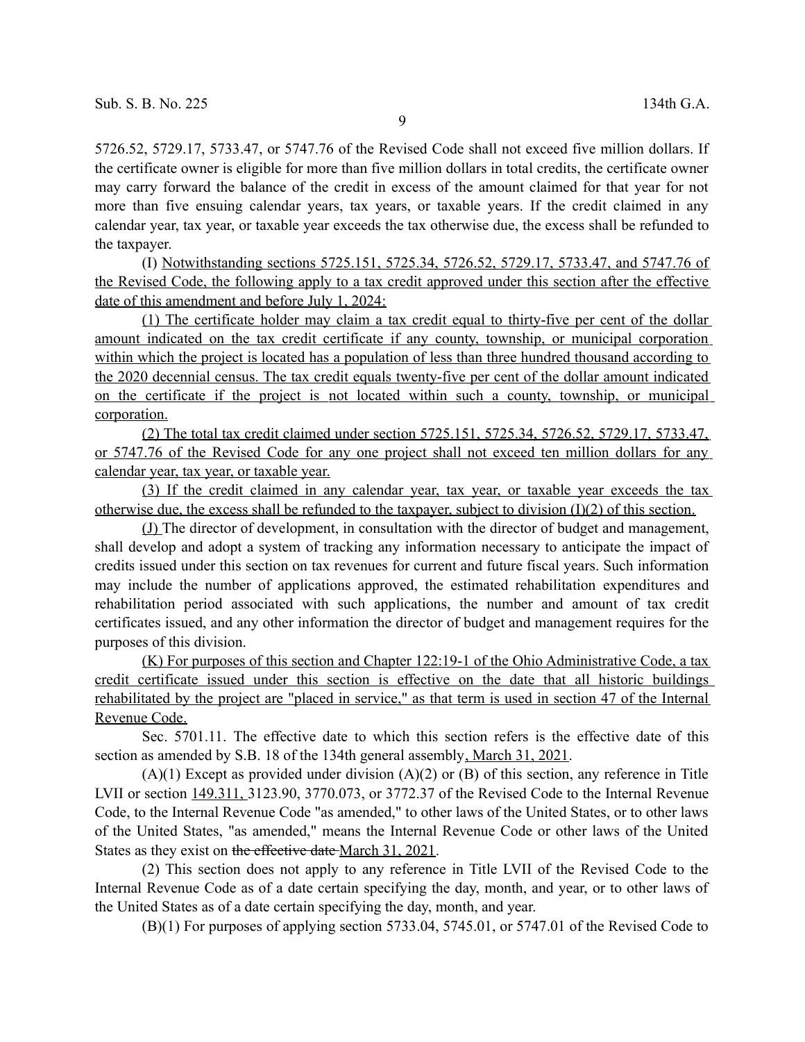5726.52, 5729.17, 5733.47, or 5747.76 of the Revised Code shall not exceed five million dollars. If the certificate owner is eligible for more than five million dollars in total credits, the certificate owner may carry forward the balance of the credit in excess of the amount claimed for that year for not more than five ensuing calendar years, tax years, or taxable years. If the credit claimed in any calendar year, tax year, or taxable year exceeds the tax otherwise due, the excess shall be refunded to the taxpayer.

(I) Notwithstanding sections 5725.151, 5725.34, 5726.52, 5729.17, 5733.47, and 5747.76 of the Revised Code, the following apply to a tax credit approved under this section after the effective date of this amendment and before July 1, 2024:

(1) The certificate holder may claim a tax credit equal to thirty-five per cent of the dollar amount indicated on the tax credit certificate if any county, township, or municipal corporation within which the project is located has a population of less than three hundred thousand according to the 2020 decennial census. The tax credit equals twenty-five per cent of the dollar amount indicated on the certificate if the project is not located within such a county, township, or municipal corporation.

(2) The total tax credit claimed under section 5725.151, 5725.34, 5726.52, 5729.17, 5733.47, or 5747.76 of the Revised Code for any one project shall not exceed ten million dollars for any calendar year, tax year, or taxable year.

(3) If the credit claimed in any calendar year, tax year, or taxable year exceeds the tax otherwise due, the excess shall be refunded to the taxpayer, subject to division (I)(2) of this section.

(J) The director of development, in consultation with the director of budget and management, shall develop and adopt a system of tracking any information necessary to anticipate the impact of credits issued under this section on tax revenues for current and future fiscal years. Such information may include the number of applications approved, the estimated rehabilitation expenditures and rehabilitation period associated with such applications, the number and amount of tax credit certificates issued, and any other information the director of budget and management requires for the purposes of this division.

(K) For purposes of this section and Chapter 122:19-1 of the Ohio Administrative Code, a tax credit certificate issued under this section is effective on the date that all historic buildings rehabilitated by the project are "placed in service," as that term is used in section 47 of the Internal Revenue Code.

Sec. 5701.11. The effective date to which this section refers is the effective date of this section as amended by S.B. 18 of the 134th general assembly, March 31, 2021.

(A)(1) Except as provided under division (A)(2) or (B) of this section, any reference in Title LVII or section 149.311, 3123.90, 3770.073, or 3772.37 of the Revised Code to the Internal Revenue Code, to the Internal Revenue Code "as amended," to other laws of the United States, or to other laws of the United States, "as amended," means the Internal Revenue Code or other laws of the United States as they exist on ~~the effective date~~ March 31, 2021.

(2) This section does not apply to any reference in Title LVII of the Revised Code to the Internal Revenue Code as of a date certain specifying the day, month, and year, or to other laws of the United States as of a date certain specifying the day, month, and year.

(B)(1) For purposes of applying section 5733.04, 5745.01, or 5747.01 of the Revised Code to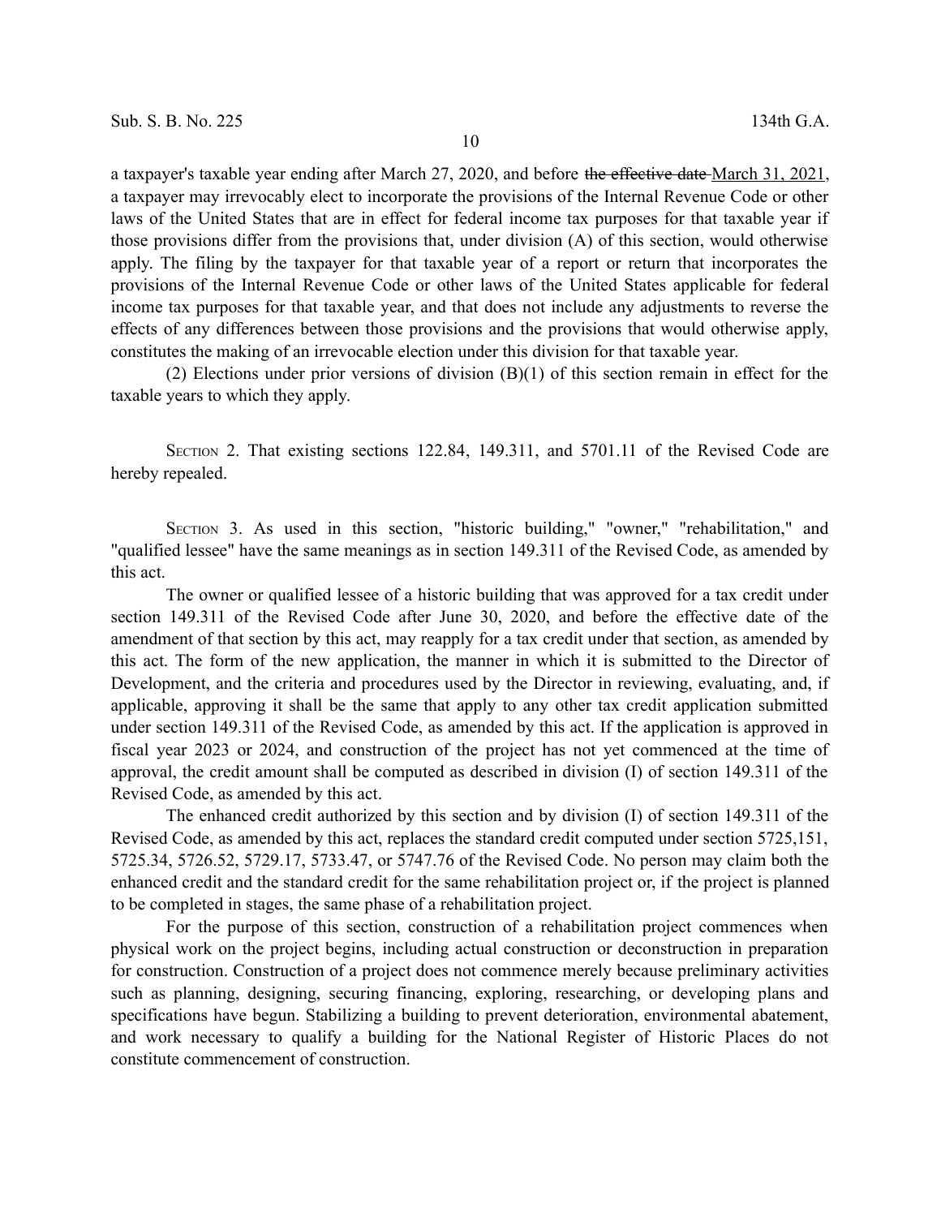a taxpayer's taxable year ending after March 27, 2020, and before ~~the effective date~~ March 31, 2021, a taxpayer may irrevocably elect to incorporate the provisions of the Internal Revenue Code or other laws of the United States that are in effect for federal income tax purposes for that taxable year if those provisions differ from the provisions that, under division (A) of this section, would otherwise apply. The filing by the taxpayer for that taxable year of a report or return that incorporates the provisions of the Internal Revenue Code or other laws of the United States applicable for federal income tax purposes for that taxable year, and that does not include any adjustments to reverse the effects of any differences between those provisions and the provisions that would otherwise apply, constitutes the making of an irrevocable election under this division for that taxable year.

(2) Elections under prior versions of division (B)(1) of this section remain in effect for the taxable years to which they apply.

SECTION 2. That existing sections 122.84, 149.311, and 5701.11 of the Revised Code are hereby repealed.

SECTION 3. As used in this section, "historic building," "owner," "rehabilitation," and "qualified lessee" have the same meanings as in section 149.311 of the Revised Code, as amended by this act.

The owner or qualified lessee of a historic building that was approved for a tax credit under section 149.311 of the Revised Code after June 30, 2020, and before the effective date of the amendment of that section by this act, may reapply for a tax credit under that section, as amended by this act. The form of the new application, the manner in which it is submitted to the Director of Development, and the criteria and procedures used by the Director in reviewing, evaluating, and, if applicable, approving it shall be the same that apply to any other tax credit application submitted under section 149.311 of the Revised Code, as amended by this act. If the application is approved in fiscal year 2023 or 2024, and construction of the project has not yet commenced at the time of approval, the credit amount shall be computed as described in division (I) of section 149.311 of the Revised Code, as amended by this act.

The enhanced credit authorized by this section and by division (I) of section 149.311 of the Revised Code, as amended by this act, replaces the standard credit computed under section 5725,151, 5725.34, 5726.52, 5729.17, 5733.47, or 5747.76 of the Revised Code. No person may claim both the enhanced credit and the standard credit for the same rehabilitation project or, if the project is planned to be completed in stages, the same phase of a rehabilitation project.

For the purpose of this section, construction of a rehabilitation project commences when physical work on the project begins, including actual construction or deconstruction in preparation for construction. Construction of a project does not commence merely because preliminary activities such as planning, designing, securing financing, exploring, researching, or developing plans and specifications have begun. Stabilizing a building to prevent deterioration, environmental abatement, and work necessary to qualify a building for the National Register of Historic Places do not constitute commencement of construction.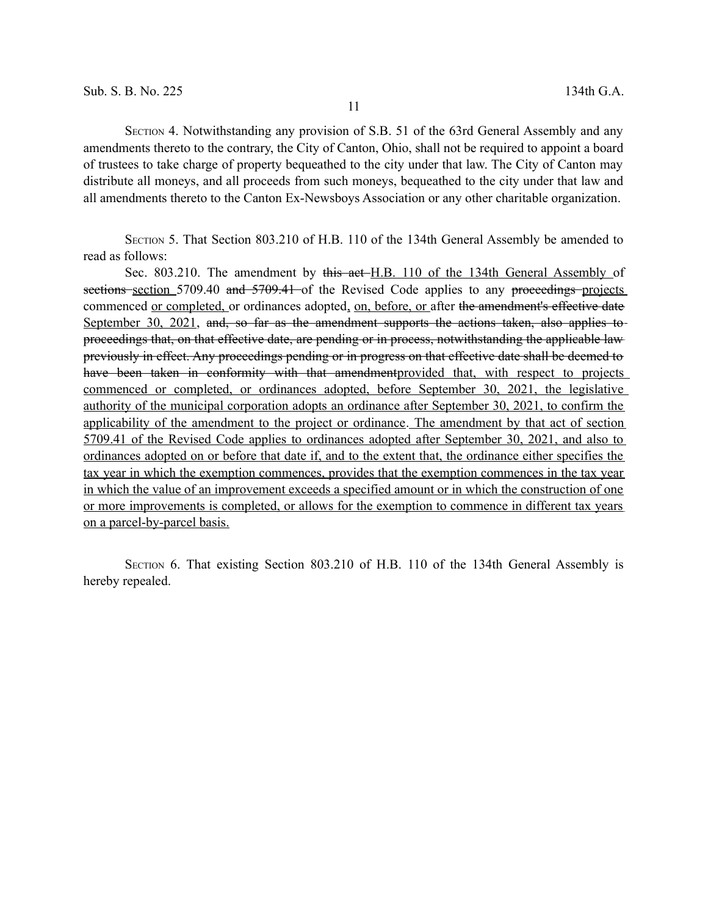SECTION 4. Notwithstanding any provision of S.B. 51 of the 63rd General Assembly and any amendments thereto to the contrary, the City of Canton, Ohio, shall not be required to appoint a board of trustees to take charge of property bequeathed to the city under that law. The City of Canton may distribute all moneys, and all proceeds from such moneys, bequeathed to the city under that law and all amendments thereto to the Canton Ex-Newsboys Association or any other charitable organization.

SECTION 5. That Section 803.210 of H.B. 110 of the 134th General Assembly be amended to read as follows:

Sec. 803.210. The amendment by ~~this act~~ <u>H.B. 110 of the 134th General Assembly</u> of ~~sections~~ <u>section</u> 5709.40 ~~and 5709.41~~ of the Revised Code applies to any ~~proceedings~~ <u>projects</u> commenced <u>or completed,</u> or ordinances adopted<u>, on, before, or</u> after ~~the amendment's effective date~~ <u>September 30, 2021</u>, ~~and, so far as the amendment supports the actions taken, also applies to proceedings that, on that effective date, are pending or in process, notwithstanding the applicable law previously in effect. Any proceedings pending or in progress on that effective date shall be deemed to have been taken in conformity with that amendment~~<u>provided that, with respect to projects commenced or completed, or ordinances adopted, before September 30, 2021, the legislative authority of the municipal corporation adopts an ordinance after September 30, 2021, to confirm the applicability of the amendment to the project or ordinance</u>. <u>The amendment by that act of section 5709.41 of the Revised Code applies to ordinances adopted after September 30, 2021, and also to ordinances adopted on or before that date if, and to the extent that, the ordinance either specifies the tax year in which the exemption commences, provides that the exemption commences in the tax year in which the value of an improvement exceeds a specified amount or in which the construction of one or more improvements is completed, or allows for the exemption to commence in different tax years on a parcel-by-parcel basis.</u>

SECTION 6. That existing Section 803.210 of H.B. 110 of the 134th General Assembly is hereby repealed.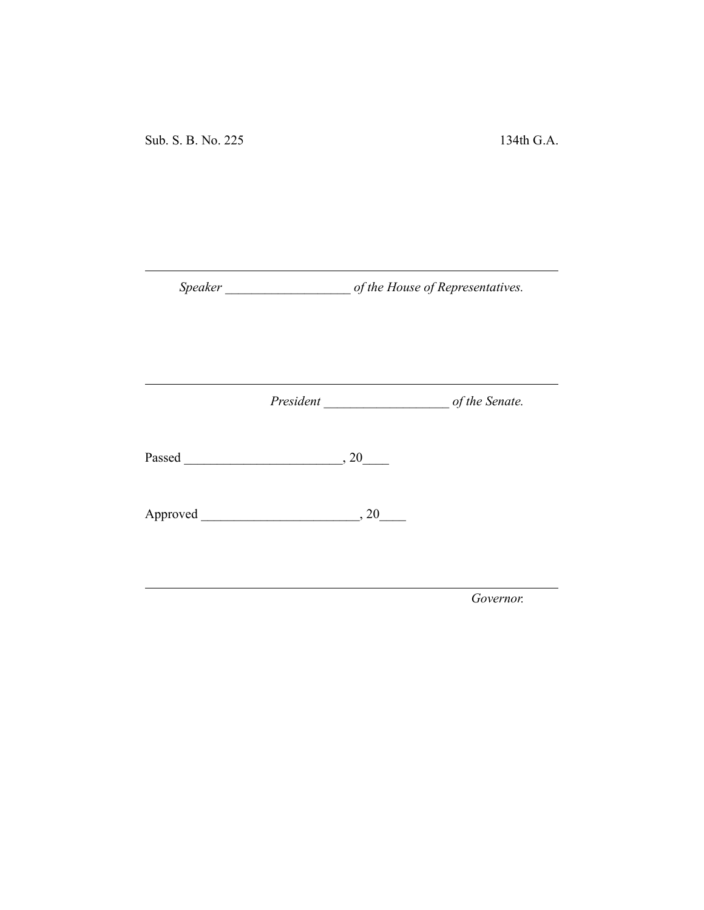Sub. S. B. No. 225 134th G.A.

---

*Speaker* ___________________ *of the House of Representatives.*

---

*President* ___________________ *of the Senate.*

Passed ________________________, 20____

Approved ________________________, 20____

---

*Governor.*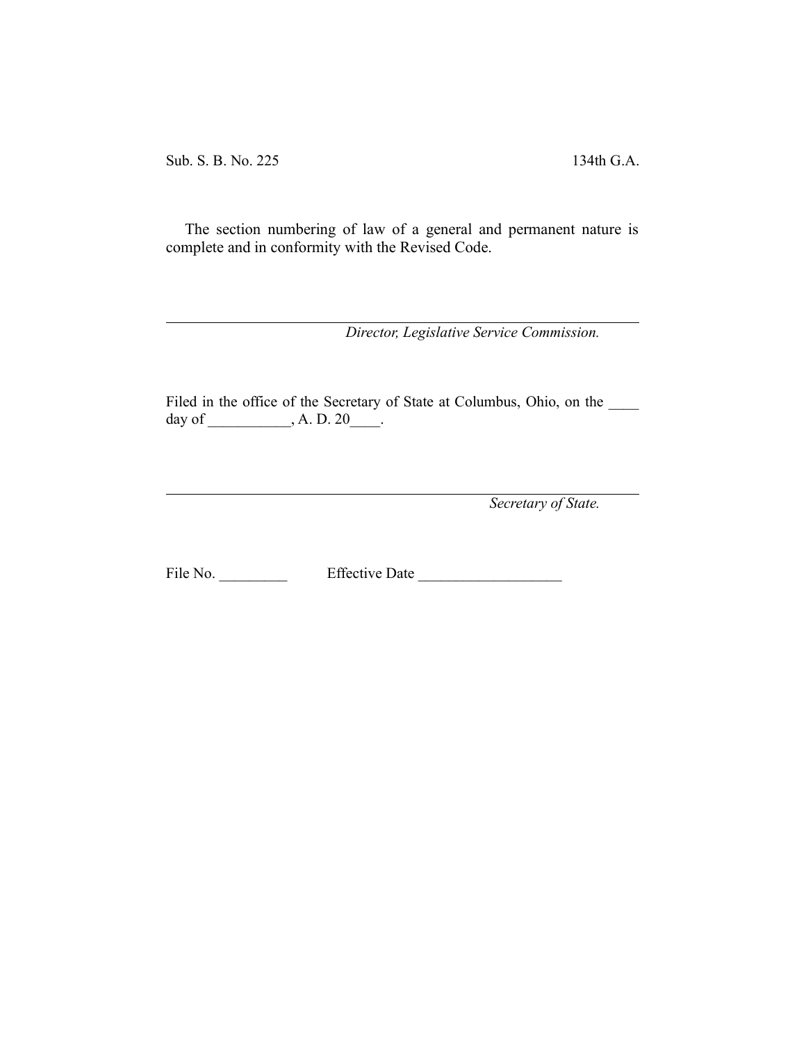Sub. S. B. No. 225 134th G.A.

The section numbering of law of a general and permanent nature is complete and in conformity with the Revised Code.

______________________________________________

*Director, Legislative Service Commission.*

Filed in the office of the Secretary of State at Columbus, Ohio, on the ____ day of ___________, A. D. 20____.

______________________________________________

*Secretary of State.*

File No. _________ Effective Date ___________________